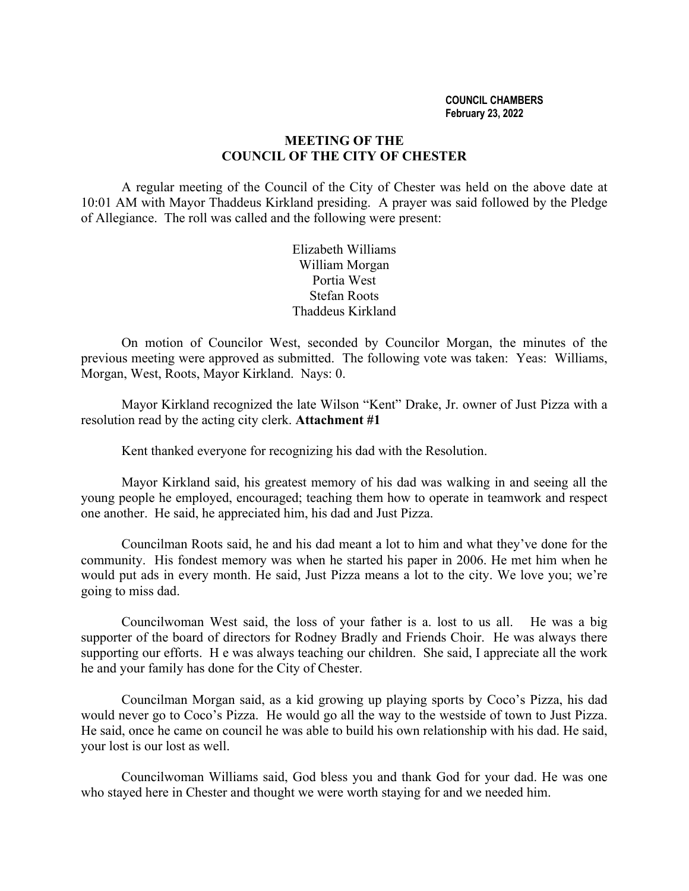**COUNCIL CHAMBERS**
**February 23, 2022**

# MEETING OF THE COUNCIL OF THE CITY OF CHESTER

A regular meeting of the Council of the City of Chester was held on the above date at 10:01 AM with Mayor Thaddeus Kirkland presiding. A prayer was said followed by the Pledge of Allegiance. The roll was called and the following were present:

Elizabeth Williams
William Morgan
Portia West
Stefan Roots
Thaddeus Kirkland

On motion of Councilor West, seconded by Councilor Morgan, the minutes of the previous meeting were approved as submitted. The following vote was taken: Yeas: Williams, Morgan, West, Roots, Mayor Kirkland. Nays: 0.

Mayor Kirkland recognized the late Wilson "Kent" Drake, Jr. owner of Just Pizza with a resolution read by the acting city clerk. **Attachment #1**

Kent thanked everyone for recognizing his dad with the Resolution.

Mayor Kirkland said, his greatest memory of his dad was walking in and seeing all the young people he employed, encouraged; teaching them how to operate in teamwork and respect one another. He said, he appreciated him, his dad and Just Pizza.

Councilman Roots said, he and his dad meant a lot to him and what they've done for the community. His fondest memory was when he started his paper in 2006. He met him when he would put ads in every month. He said, Just Pizza means a lot to the city. We love you; we're going to miss dad.

Councilwoman West said, the loss of your father is a. lost to us all. He was a big supporter of the board of directors for Rodney Bradly and Friends Choir. He was always there supporting our efforts. H e was always teaching our children. She said, I appreciate all the work he and your family has done for the City of Chester.

Councilman Morgan said, as a kid growing up playing sports by Coco's Pizza, his dad would never go to Coco's Pizza. He would go all the way to the westside of town to Just Pizza. He said, once he came on council he was able to build his own relationship with his dad. He said, your lost is our lost as well.

Councilwoman Williams said, God bless you and thank God for your dad. He was one who stayed here in Chester and thought we were worth staying for and we needed him.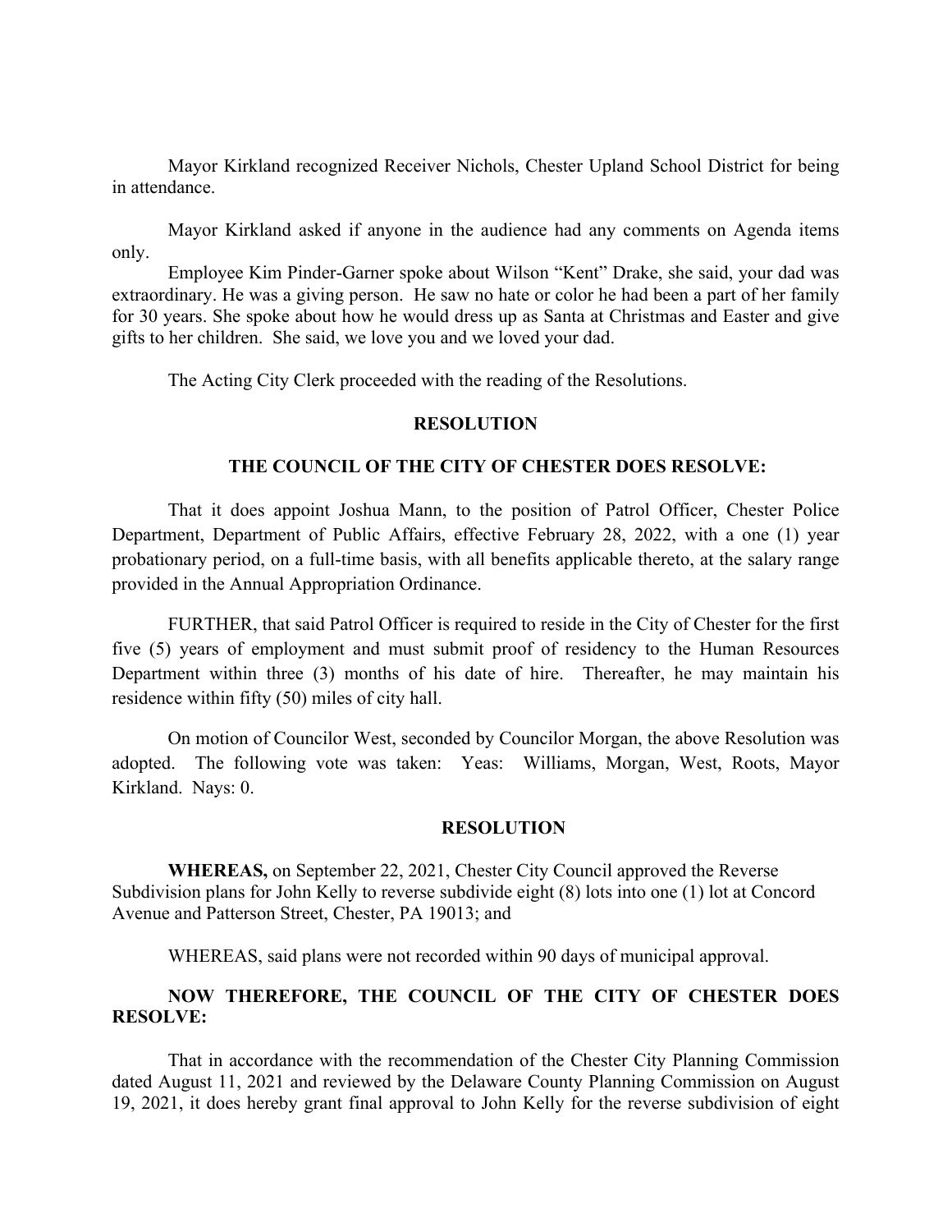Mayor Kirkland recognized Receiver Nichols, Chester Upland School District for being in attendance.

Mayor Kirkland asked if anyone in the audience had any comments on Agenda items only.

Employee Kim Pinder-Garner spoke about Wilson "Kent" Drake, she said, your dad was extraordinary. He was a giving person. He saw no hate or color he had been a part of her family for 30 years. She spoke about how he would dress up as Santa at Christmas and Easter and give gifts to her children. She said, we love you and we loved your dad.

The Acting City Clerk proceeded with the reading of the Resolutions.

**RESOLUTION**

**THE COUNCIL OF THE CITY OF CHESTER DOES RESOLVE:**

That it does appoint Joshua Mann, to the position of Patrol Officer, Chester Police Department, Department of Public Affairs, effective February 28, 2022, with a one (1) year probationary period, on a full-time basis, with all benefits applicable thereto, at the salary range provided in the Annual Appropriation Ordinance.

FURTHER, that said Patrol Officer is required to reside in the City of Chester for the first five (5) years of employment and must submit proof of residency to the Human Resources Department within three (3) months of his date of hire. Thereafter, he may maintain his residence within fifty (50) miles of city hall.

On motion of Councilor West, seconded by Councilor Morgan, the above Resolution was adopted. The following vote was taken: Yeas: Williams, Morgan, West, Roots, Mayor Kirkland. Nays: 0.

**RESOLUTION**

**WHEREAS,** on September 22, 2021, Chester City Council approved the Reverse Subdivision plans for John Kelly to reverse subdivide eight (8) lots into one (1) lot at Concord Avenue and Patterson Street, Chester, PA 19013; and

WHEREAS, said plans were not recorded within 90 days of municipal approval.

**NOW THEREFORE, THE COUNCIL OF THE CITY OF CHESTER DOES RESOLVE:**

That in accordance with the recommendation of the Chester City Planning Commission dated August 11, 2021 and reviewed by the Delaware County Planning Commission on August 19, 2021, it does hereby grant final approval to John Kelly for the reverse subdivision of eight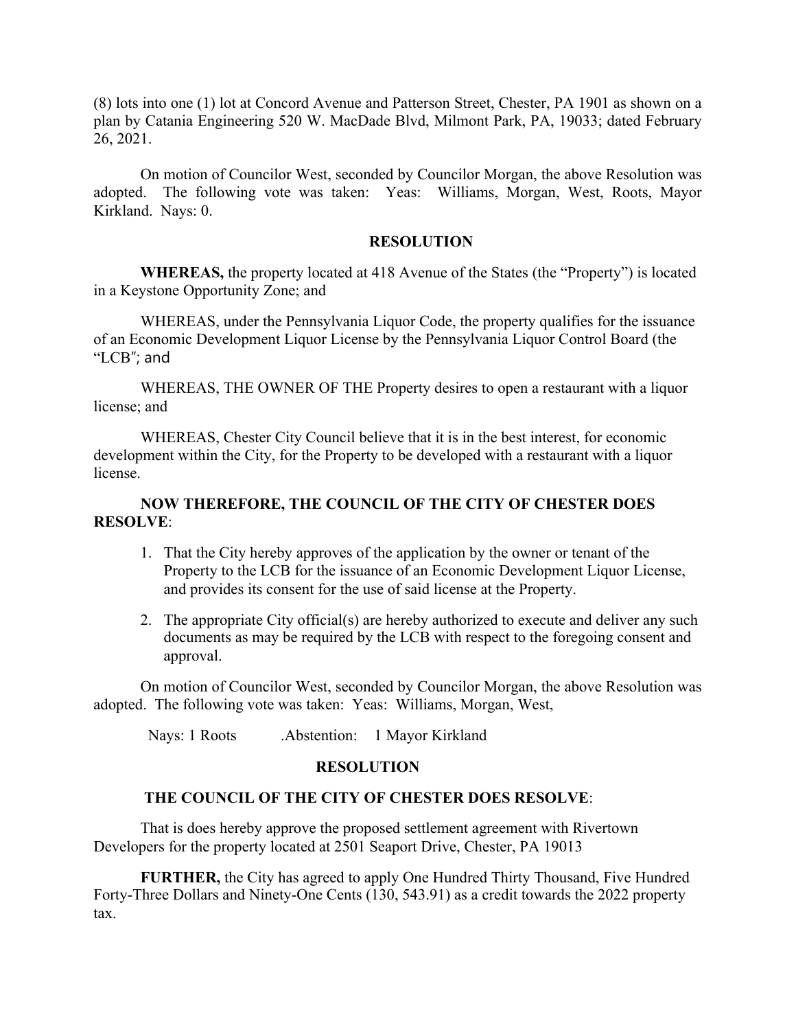(8) lots into one (1) lot at Concord Avenue and Patterson Street, Chester, PA 1901 as shown on a plan by Catania Engineering 520 W. MacDade Blvd, Milmont Park, PA, 19033; dated February 26, 2021.

On motion of Councilor West, seconded by Councilor Morgan, the above Resolution was adopted. The following vote was taken: Yeas: Williams, Morgan, West, Roots, Mayor Kirkland. Nays: 0.

**RESOLUTION**

**WHEREAS,** the property located at 418 Avenue of the States (the "Property") is located in a Keystone Opportunity Zone; and

WHEREAS, under the Pennsylvania Liquor Code, the property qualifies for the issuance of an Economic Development Liquor License by the Pennsylvania Liquor Control Board (the "LCB"; and

WHEREAS, THE OWNER OF THE Property desires to open a restaurant with a liquor license; and

WHEREAS, Chester City Council believe that it is in the best interest, for economic development within the City, for the Property to be developed with a restaurant with a liquor license.

**NOW THEREFORE, THE COUNCIL OF THE CITY OF CHESTER DOES RESOLVE**:

1. That the City hereby approves of the application by the owner or tenant of the Property to the LCB for the issuance of an Economic Development Liquor License, and provides its consent for the use of said license at the Property.
2. The appropriate City official(s) are hereby authorized to execute and deliver any such documents as may be required by the LCB with respect to the foregoing consent and approval.

On motion of Councilor West, seconded by Councilor Morgan, the above Resolution was adopted. The following vote was taken: Yeas: Williams, Morgan, West,

Nays: 1 Roots .Abstention: 1 Mayor Kirkland

**RESOLUTION**

**THE COUNCIL OF THE CITY OF CHESTER DOES RESOLVE**:

That is does hereby approve the proposed settlement agreement with Rivertown Developers for the property located at 2501 Seaport Drive, Chester, PA 19013

**FURTHER,** the City has agreed to apply One Hundred Thirty Thousand, Five Hundred Forty-Three Dollars and Ninety-One Cents (130, 543.91) as a credit towards the 2022 property tax.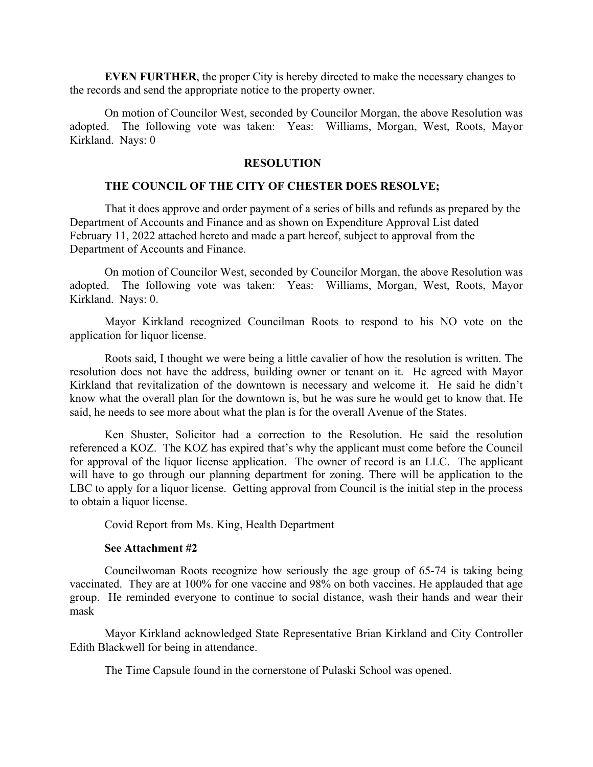**EVEN FURTHER**, the proper City is hereby directed to make the necessary changes to the records and send the appropriate notice to the property owner.

On motion of Councilor West, seconded by Councilor Morgan, the above Resolution was adopted. The following vote was taken: Yeas: Williams, Morgan, West, Roots, Mayor Kirkland. Nays: 0

**RESOLUTION**

**THE COUNCIL OF THE CITY OF CHESTER DOES RESOLVE;**

That it does approve and order payment of a series of bills and refunds as prepared by the Department of Accounts and Finance and as shown on Expenditure Approval List dated February 11, 2022 attached hereto and made a part hereof, subject to approval from the Department of Accounts and Finance.

On motion of Councilor West, seconded by Councilor Morgan, the above Resolution was adopted. The following vote was taken: Yeas: Williams, Morgan, West, Roots, Mayor Kirkland. Nays: 0.

Mayor Kirkland recognized Councilman Roots to respond to his NO vote on the application for liquor license.

Roots said, I thought we were being a little cavalier of how the resolution is written. The resolution does not have the address, building owner or tenant on it. He agreed with Mayor Kirkland that revitalization of the downtown is necessary and welcome it. He said he didn't know what the overall plan for the downtown is, but he was sure he would get to know that. He said, he needs to see more about what the plan is for the overall Avenue of the States.

Ken Shuster, Solicitor had a correction to the Resolution. He said the resolution referenced a KOZ. The KOZ has expired that's why the applicant must come before the Council for approval of the liquor license application. The owner of record is an LLC. The applicant will have to go through our planning department for zoning. There will be application to the LBC to apply for a liquor license. Getting approval from Council is the initial step in the process to obtain a liquor license.

Covid Report from Ms. King, Health Department

**See Attachment #2**

Councilwoman Roots recognize how seriously the age group of 65-74 is taking being vaccinated. They are at 100% for one vaccine and 98% on both vaccines. He applauded that age group. He reminded everyone to continue to social distance, wash their hands and wear their mask

Mayor Kirkland acknowledged State Representative Brian Kirkland and City Controller Edith Blackwell for being in attendance.

The Time Capsule found in the cornerstone of Pulaski School was opened.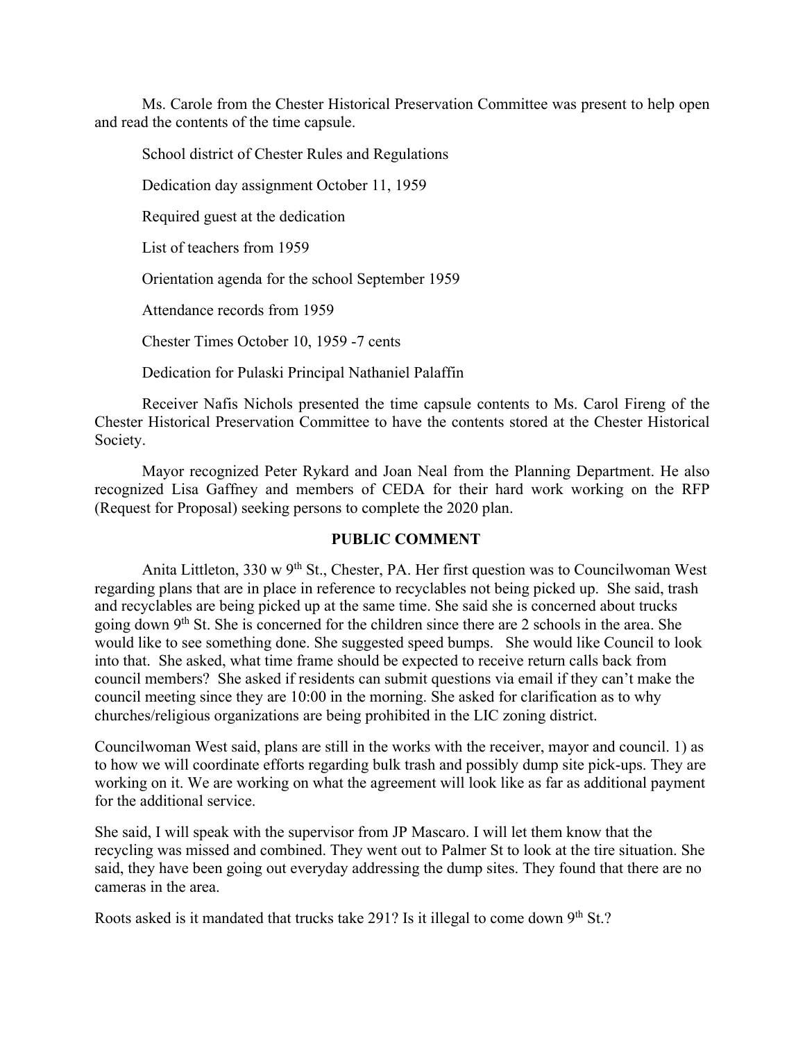Ms. Carole from the Chester Historical Preservation Committee was present to help open and read the contents of the time capsule.

School district of Chester Rules and Regulations

Dedication day assignment October 11, 1959

Required guest at the dedication

List of teachers from 1959

Orientation agenda for the school September 1959

Attendance records from 1959

Chester Times October 10, 1959 -7 cents

Dedication for Pulaski Principal Nathaniel Palaffin

Receiver Nafis Nichols presented the time capsule contents to Ms. Carol Fireng of the Chester Historical Preservation Committee to have the contents stored at the Chester Historical Society.

Mayor recognized Peter Rykard and Joan Neal from the Planning Department. He also recognized Lisa Gaffney and members of CEDA for their hard work working on the RFP (Request for Proposal) seeking persons to complete the 2020 plan.

**PUBLIC COMMENT**

Anita Littleton, 330 w 9th St., Chester, PA. Her first question was to Councilwoman West regarding plans that are in place in reference to recyclables not being picked up. She said, trash and recyclables are being picked up at the same time. She said she is concerned about trucks going down 9th St. She is concerned for the children since there are 2 schools in the area. She would like to see something done. She suggested speed bumps. She would like Council to look into that. She asked, what time frame should be expected to receive return calls back from council members? She asked if residents can submit questions via email if they can't make the council meeting since they are 10:00 in the morning. She asked for clarification as to why churches/religious organizations are being prohibited in the LIC zoning district.

Councilwoman West said, plans are still in the works with the receiver, mayor and council. 1) as to how we will coordinate efforts regarding bulk trash and possibly dump site pick-ups. They are working on it. We are working on what the agreement will look like as far as additional payment for the additional service.

She said, I will speak with the supervisor from JP Mascaro. I will let them know that the recycling was missed and combined. They went out to Palmer St to look at the tire situation. She said, they have been going out everyday addressing the dump sites. They found that there are no cameras in the area.

Roots asked is it mandated that trucks take 291? Is it illegal to come down 9th St.?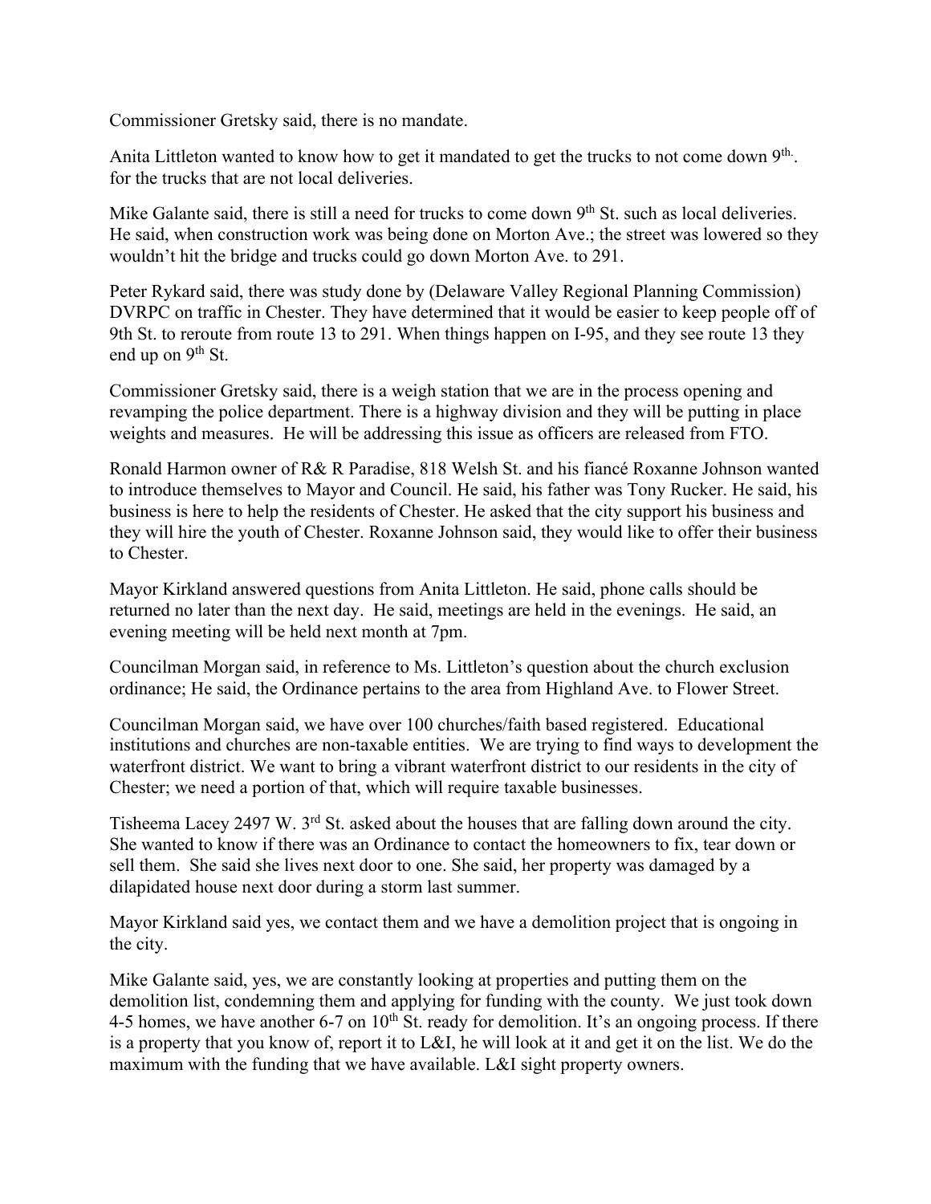Commissioner Gretsky said, there is no mandate.

Anita Littleton wanted to know how to get it mandated to get the trucks to not come down 9th. for the trucks that are not local deliveries.

Mike Galante said, there is still a need for trucks to come down 9th St. such as local deliveries. He said, when construction work was being done on Morton Ave.; the street was lowered so they wouldn't hit the bridge and trucks could go down Morton Ave. to 291.

Peter Rykard said, there was study done by (Delaware Valley Regional Planning Commission) DVRPC on traffic in Chester. They have determined that it would be easier to keep people off of 9th St. to reroute from route 13 to 291. When things happen on I-95, and they see route 13 they end up on 9th St.

Commissioner Gretsky said, there is a weigh station that we are in the process opening and revamping the police department. There is a highway division and they will be putting in place weights and measures. He will be addressing this issue as officers are released from FTO.

Ronald Harmon owner of R& R Paradise, 818 Welsh St. and his fiancé Roxanne Johnson wanted to introduce themselves to Mayor and Council. He said, his father was Tony Rucker. He said, his business is here to help the residents of Chester. He asked that the city support his business and they will hire the youth of Chester. Roxanne Johnson said, they would like to offer their business to Chester.

Mayor Kirkland answered questions from Anita Littleton. He said, phone calls should be returned no later than the next day. He said, meetings are held in the evenings. He said, an evening meeting will be held next month at 7pm.

Councilman Morgan said, in reference to Ms. Littleton's question about the church exclusion ordinance; He said, the Ordinance pertains to the area from Highland Ave. to Flower Street.

Councilman Morgan said, we have over 100 churches/faith based registered. Educational institutions and churches are non-taxable entities. We are trying to find ways to development the waterfront district. We want to bring a vibrant waterfront district to our residents in the city of Chester; we need a portion of that, which will require taxable businesses.

Tisheema Lacey 2497 W. 3rd St. asked about the houses that are falling down around the city. She wanted to know if there was an Ordinance to contact the homeowners to fix, tear down or sell them. She said she lives next door to one. She said, her property was damaged by a dilapidated house next door during a storm last summer.

Mayor Kirkland said yes, we contact them and we have a demolition project that is ongoing in the city.

Mike Galante said, yes, we are constantly looking at properties and putting them on the demolition list, condemning them and applying for funding with the county. We just took down 4-5 homes, we have another 6-7 on 10th St. ready for demolition. It's an ongoing process. If there is a property that you know of, report it to L&I, he will look at it and get it on the list. We do the maximum with the funding that we have available. L&I sight property owners.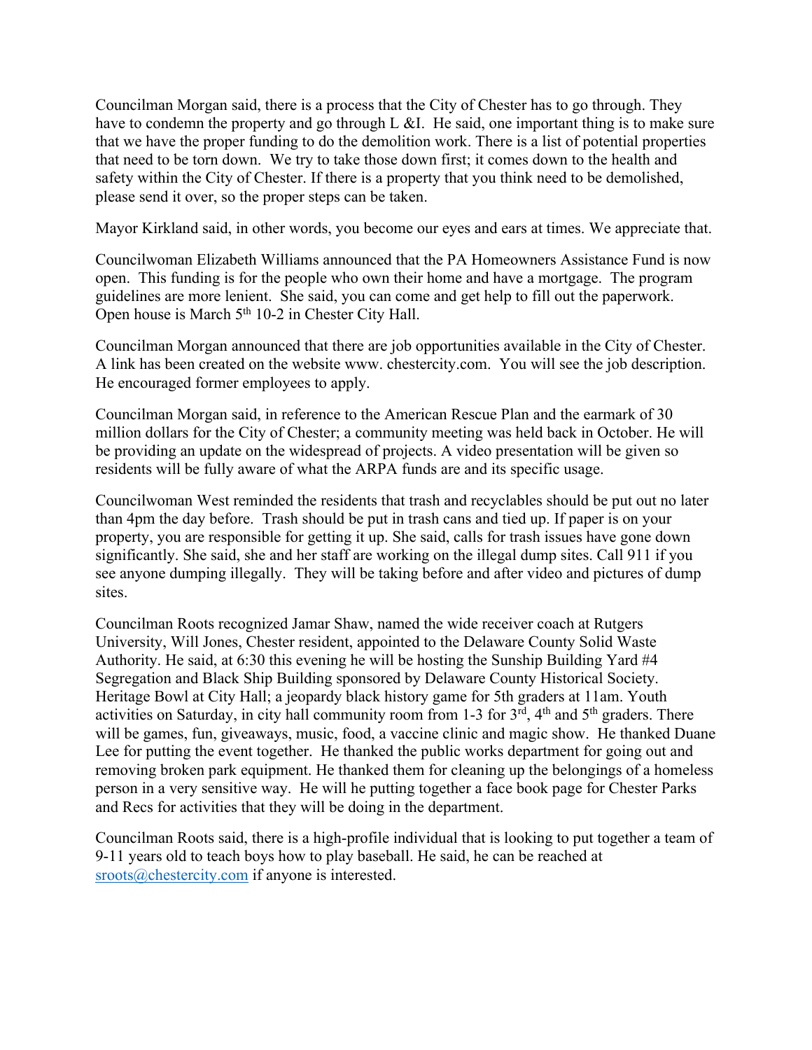Councilman Morgan said, there is a process that the City of Chester has to go through. They have to condemn the property and go through L &I. He said, one important thing is to make sure that we have the proper funding to do the demolition work. There is a list of potential properties that need to be torn down. We try to take those down first; it comes down to the health and safety within the City of Chester. If there is a property that you think need to be demolished, please send it over, so the proper steps can be taken.

Mayor Kirkland said, in other words, you become our eyes and ears at times. We appreciate that.

Councilwoman Elizabeth Williams announced that the PA Homeowners Assistance Fund is now open. This funding is for the people who own their home and have a mortgage. The program guidelines are more lenient. She said, you can come and get help to fill out the paperwork. Open house is March 5th 10-2 in Chester City Hall.

Councilman Morgan announced that there are job opportunities available in the City of Chester. A link has been created on the website www. chestercity.com. You will see the job description. He encouraged former employees to apply.

Councilman Morgan said, in reference to the American Rescue Plan and the earmark of 30 million dollars for the City of Chester; a community meeting was held back in October. He will be providing an update on the widespread of projects. A video presentation will be given so residents will be fully aware of what the ARPA funds are and its specific usage.

Councilwoman West reminded the residents that trash and recyclables should be put out no later than 4pm the day before. Trash should be put in trash cans and tied up. If paper is on your property, you are responsible for getting it up. She said, calls for trash issues have gone down significantly. She said, she and her staff are working on the illegal dump sites. Call 911 if you see anyone dumping illegally. They will be taking before and after video and pictures of dump sites.

Councilman Roots recognized Jamar Shaw, named the wide receiver coach at Rutgers University, Will Jones, Chester resident, appointed to the Delaware County Solid Waste Authority. He said, at 6:30 this evening he will be hosting the Sunship Building Yard #4 Segregation and Black Ship Building sponsored by Delaware County Historical Society. Heritage Bowl at City Hall; a jeopardy black history game for 5th graders at 11am. Youth activities on Saturday, in city hall community room from 1-3 for 3rd, 4th and 5th graders. There will be games, fun, giveaways, music, food, a vaccine clinic and magic show. He thanked Duane Lee for putting the event together. He thanked the public works department for going out and removing broken park equipment. He thanked them for cleaning up the belongings of a homeless person in a very sensitive way. He will he putting together a face book page for Chester Parks and Recs for activities that they will be doing in the department.

Councilman Roots said, there is a high-profile individual that is looking to put together a team of 9-11 years old to teach boys how to play baseball. He said, he can be reached at sroots@chestercity.com if anyone is interested.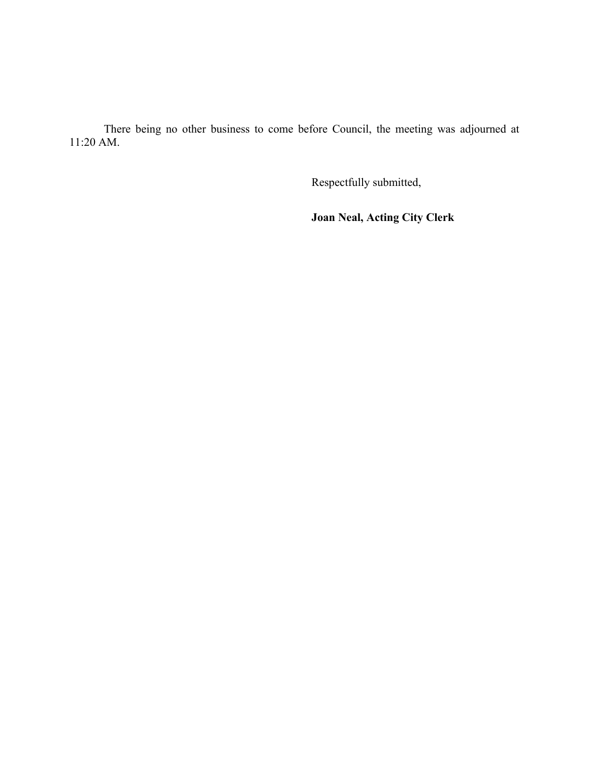There being no other business to come before Council, the meeting was adjourned at 11:20 AM.

Respectfully submitted,

**Joan Neal, Acting City Clerk**